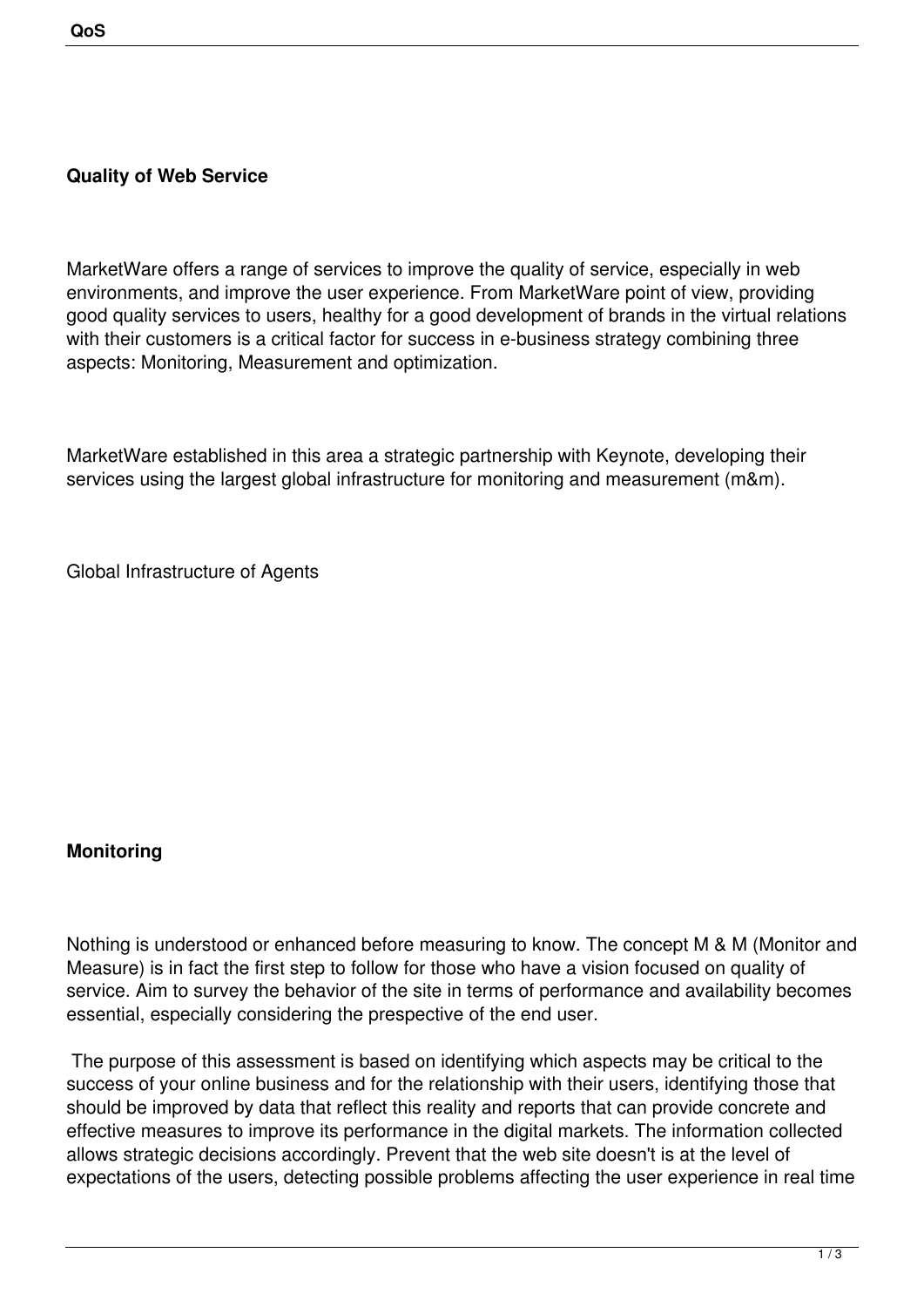## Quality of Web Service

MarketWare offers a range of services to improve the quality of service, especially in web environments, and improve the user experience. From MarketWare point of view, providing good quality services to users, healthy for a good development of brands in the virtual relations with their customers is a critical factor for success in e-business strategy combining three aspects: Monitoring, Measurement and optimization.

MarketWare established in this area a strategic partnership with Keynote, developing their services using the largest global infrastructure for monitoring and measurement (m&m).

Global Infrastructure of Agents

## Monitoring

Nothing is understood or enhanced before measuring to know. The concept M & M (Monitor and Measure) is in fact the first step to follow for those who have a vision focused on quality of service. Aim to survey the behavior of the site in terms of performance and availability becomes essential, especially considering the prespective of the end user.

The purpose of this assessment is based on identifying which aspects may be critical to the success of your online business and for the relationship with their users, identifying those that should be improved by data that reflect this reality and reports that can provide concrete and effective measures to improve its performance in the digital markets. The information collected allows strategic decisions accordingly. Prevent that the web site doesn't is at the level of expectations of the users, detecting possible problems affecting the user experience in real time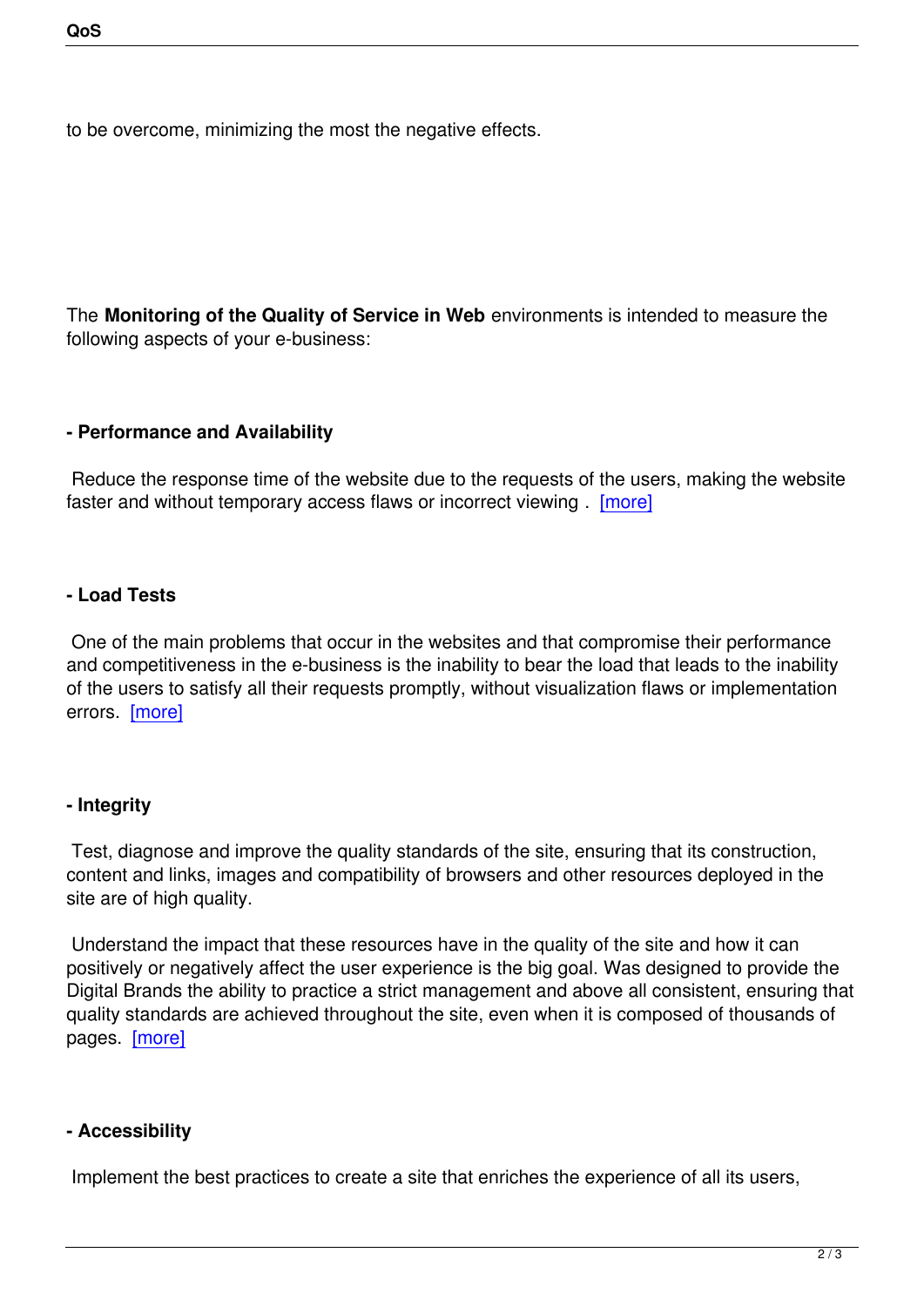to be overcome, minimizing the most the negative effects.

The **Monitoring of the Quality of Service in Web** environments is intended to measure the following aspects of your e-business:

**- Performance and Availability**

Reduce the response time of the website due to the requests of the users, making the website faster and without temporary access flaws or incorrect viewing . [more]

**- Load Tests**

One of the main problems that occur in the websites and that compromise their performance and competitiveness in the e-business is the inability to bear the load that leads to the inability of the users to satisfy all their requests promptly, without visualization flaws or implementation errors. [more]

**- Integrity**

Test, diagnose and improve the quality standards of the site, ensuring that its construction, content and links, images and compatibility of browsers and other resources deployed in the site are of high quality.

Understand the impact that these resources have in the quality of the site and how it can positively or negatively affect the user experience is the big goal. Was designed to provide the Digital Brands the ability to practice a strict management and above all consistent, ensuring that quality standards are achieved throughout the site, even when it is composed of thousands of pages. [more]

**- Accessibility**

Implement the best practices to create a site that enriches the experience of all its users,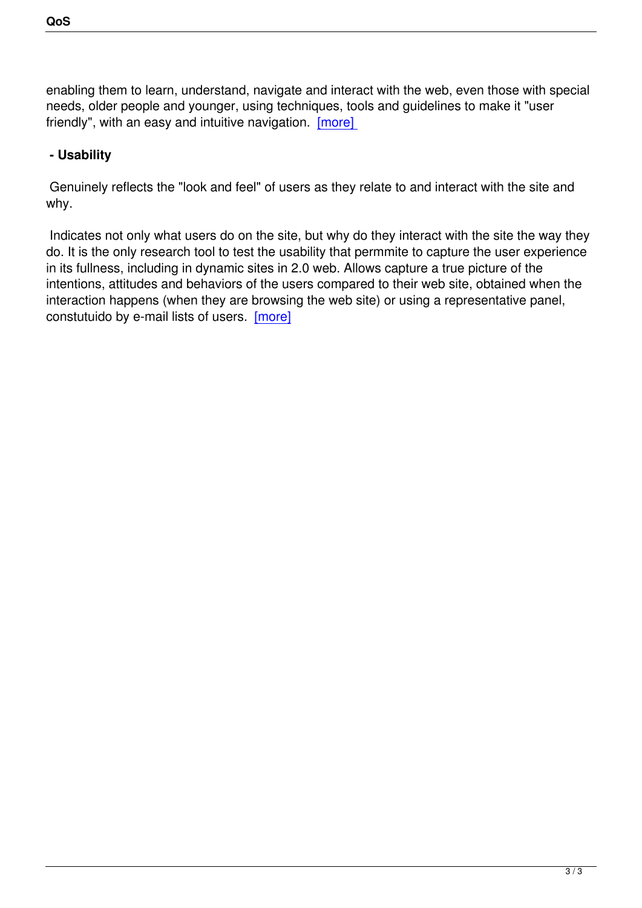enabling them to learn, understand, navigate and interact with the web, even those with special needs, older people and younger, using techniques, tools and guidelines to make it "user friendly", with an easy and intuitive navigation. [more]

**- Usability**

Genuinely reflects the "look and feel" of users as they relate to and interact with the site and why.

Indicates not only what users do on the site, but why do they interact with the site the way they do. It is the only research tool to test the usability that permmite to capture the user experience in its fullness, including in dynamic sites in 2.0 web. Allows capture a true picture of the intentions, attitudes and behaviors of the users compared to their web site, obtained when the interaction happens (when they are browsing the web site) or using a representative panel, constutuido by e-mail lists of users. [more]